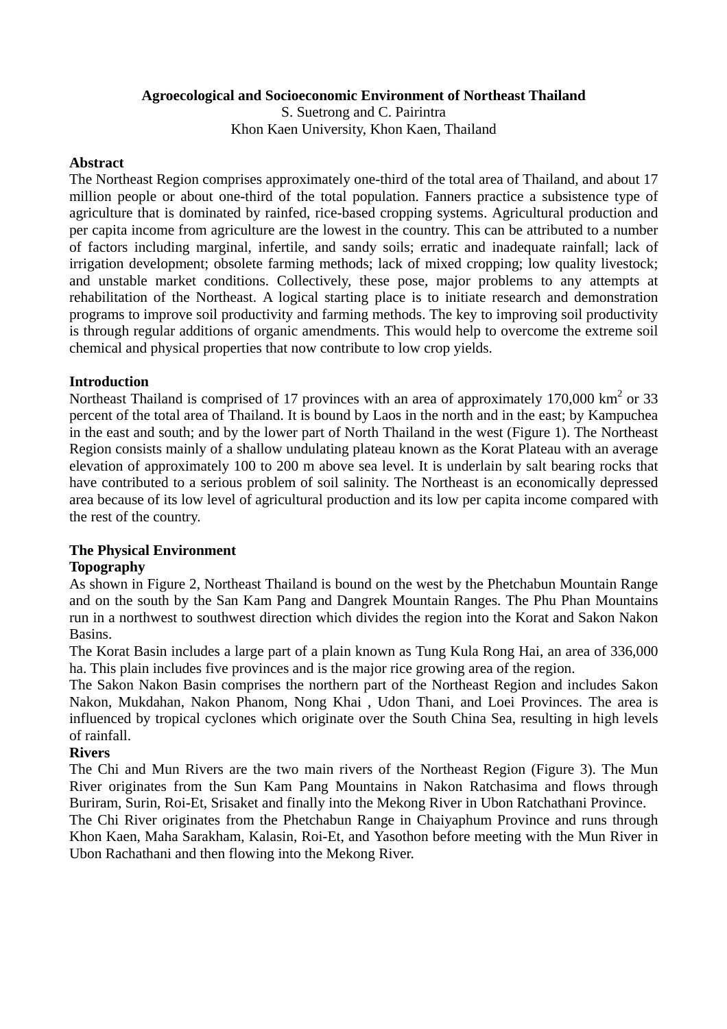# Agroecological and Socioeconomic Environment of Northeast Thailand

S. Suetrong and C. Pairintra
Khon Kaen University, Khon Kaen, Thailand

## Abstract

The Northeast Region comprises approximately one-third of the total area of Thailand, and about 17 million people or about one-third of the total population. Fanners practice a subsistence type of agriculture that is dominated by rainfed, rice-based cropping systems. Agricultural production and per capita income from agriculture are the lowest in the country. This can be attributed to a number of factors including marginal, infertile, and sandy soils; erratic and inadequate rainfall; lack of irrigation development; obsolete farming methods; lack of mixed cropping; low quality livestock; and unstable market conditions. Collectively, these pose, major problems to any attempts at rehabilitation of the Northeast. A logical starting place is to initiate research and demonstration programs to improve soil productivity and farming methods. The key to improving soil productivity is through regular additions of organic amendments. This would help to overcome the extreme soil chemical and physical properties that now contribute to low crop yields.

## Introduction

Northeast Thailand is comprised of 17 provinces with an area of approximately 170,000 $km^2$ or 33 percent of the total area of Thailand. It is bound by Laos in the north and in the east; by Kampuchea in the east and south; and by the lower part of North Thailand in the west (Figure 1). The Northeast Region consists mainly of a shallow undulating plateau known as the Korat Plateau with an average elevation of approximately 100 to 200 m above sea level. It is underlain by salt bearing rocks that have contributed to a serious problem of soil salinity. The Northeast is an economically depressed area because of its low level of agricultural production and its low per capita income compared with the rest of the country.

## The Physical Environment

### Topography

As shown in Figure 2, Northeast Thailand is bound on the west by the Phetchabun Mountain Range and on the south by the San Kam Pang and Dangrek Mountain Ranges. The Phu Phan Mountains run in a northwest to southwest direction which divides the region into the Korat and Sakon Nakon Basins.

The Korat Basin includes a large part of a plain known as Tung Kula Rong Hai, an area of 336,000 ha. This plain includes five provinces and is the major rice growing area of the region.

The Sakon Nakon Basin comprises the northern part of the Northeast Region and includes Sakon Nakon, Mukdahan, Nakon Phanom, Nong Khai , Udon Thani, and Loei Provinces. The area is influenced by tropical cyclones which originate over the South China Sea, resulting in high levels of rainfall.

### Rivers

The Chi and Mun Rivers are the two main rivers of the Northeast Region (Figure 3). The Mun River originates from the Sun Kam Pang Mountains in Nakon Ratchasima and flows through Buriram, Surin, Roi-Et, Srisaket and finally into the Mekong River in Ubon Ratchathani Province.

The Chi River originates from the Phetchabun Range in Chaiyaphum Province and runs through Khon Kaen, Maha Sarakham, Kalasin, Roi-Et, and Yasothon before meeting with the Mun River in Ubon Rachathani and then flowing into the Mekong River.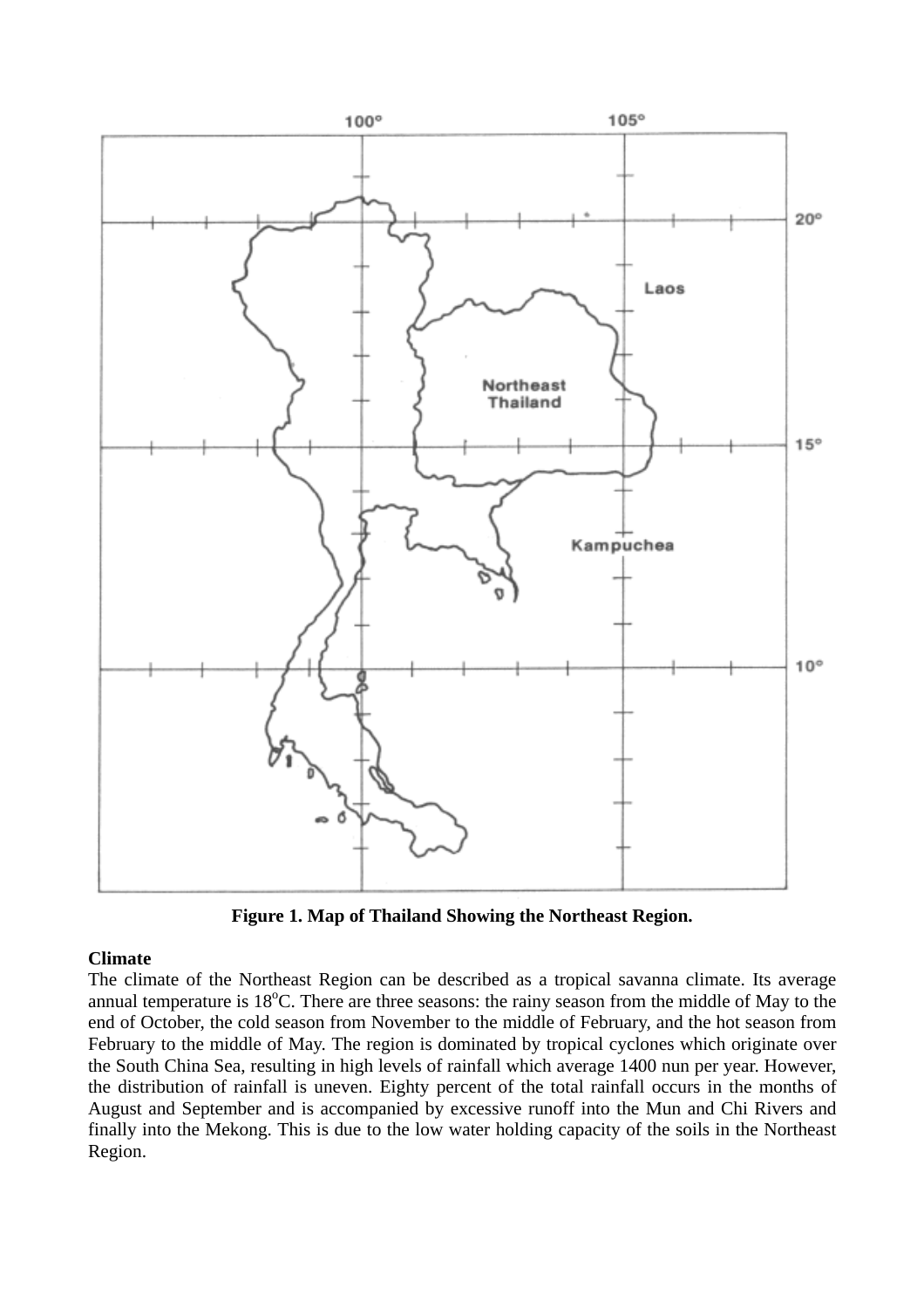**Figure 1. Map of Thailand Showing the Northeast Region.**

**Climate**

The climate of the Northeast Region can be described as a tropical savanna climate. Its average annual temperature is 18$^{o}$C. There are three seasons: the rainy season from the middle of May to the end of October, the cold season from November to the middle of February, and the hot season from February to the middle of May. The region is dominated by tropical cyclones which originate over the South China Sea, resulting in high levels of rainfall which average 1400 nun per year. However, the distribution of rainfall is uneven. Eighty percent of the total rainfall occurs in the months of August and September and is accompanied by excessive runoff into the Mun and Chi Rivers and finally into the Mekong. This is due to the low water holding capacity of the soils in the Northeast Region.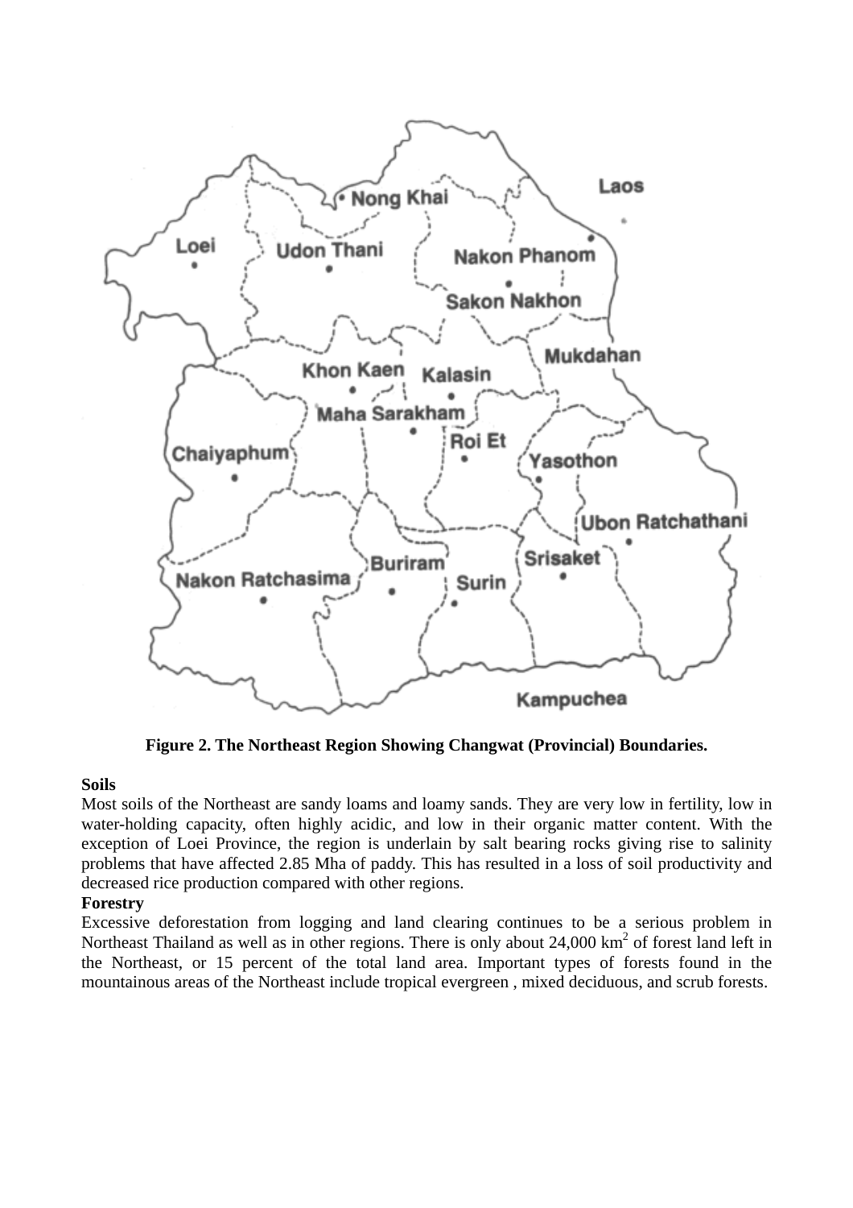**Figure 2. The Northeast Region Showing Changwat (Provincial) Boundaries.**

**Soils**

Most soils of the Northeast are sandy loams and loamy sands. They are very low in fertility, low in water-holding capacity, often highly acidic, and low in their organic matter content. With the exception of Loei Province, the region is underlain by salt bearing rocks giving rise to salinity problems that have affected 2.85 Mha of paddy. This has resulted in a loss of soil productivity and decreased rice production compared with other regions.

**Forestry**

Excessive deforestation from logging and land clearing continues to be a serious problem in Northeast Thailand as well as in other regions. There is only about 24,000 $km^2$ of forest land left in the Northeast, or 15 percent of the total land area. Important types of forests found in the mountainous areas of the Northeast include tropical evergreen , mixed deciduous, and scrub forests.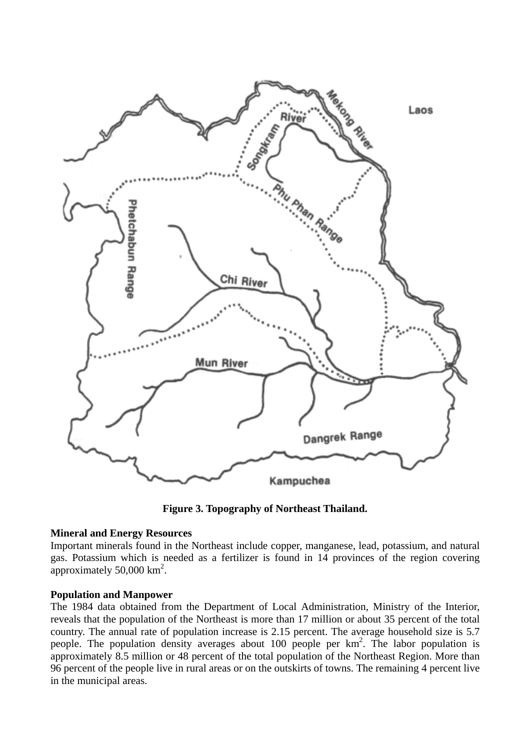**Figure 3. Topography of Northeast Thailand.**

**Mineral and Energy Resources**

Important minerals found in the Northeast include copper, manganese, lead, potassium, and natural gas. Potassium which is needed as a fertilizer is found in 14 provinces of the region covering approximately 50,000 km$^2$.

**Population and Manpower**

The 1984 data obtained from the Department of Local Administration, Ministry of the Interior, reveals that the population of the Northeast is more than 17 million or about 35 percent of the total country. The annual rate of population increase is 2.15 percent. The average household size is 5.7 people. The population density averages about 100 people per km$^2$. The labor population is approximately 8.5 million or 48 percent of the total population of the Northeast Region. More than 96 percent of the people live in rural areas or on the outskirts of towns. The remaining 4 percent live in the municipal areas.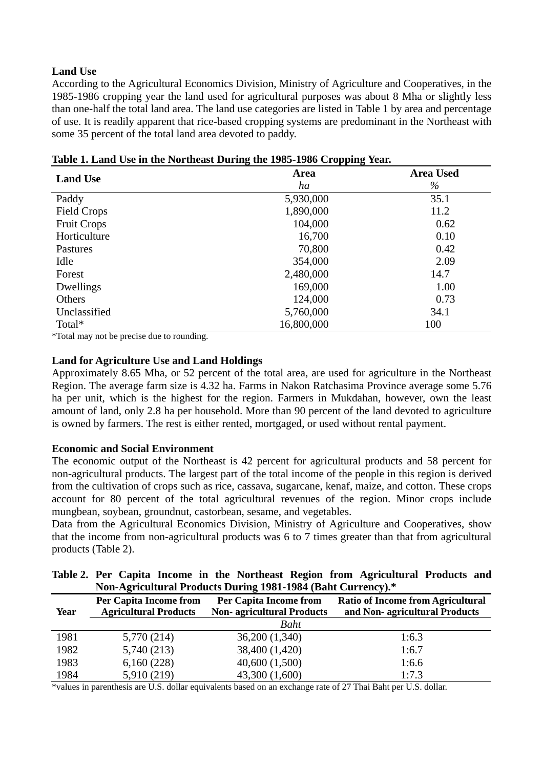**Land Use**

According to the Agricultural Economics Division, Ministry of Agriculture and Cooperatives, in the 1985-1986 cropping year the land used for agricultural purposes was about 8 Mha or slightly less than one-half the total land area. The land use categories are listed in Table 1 by area and percentage of use. It is readily apparent that rice-based cropping systems are predominant in the Northeast with some 35 percent of the total land area devoted to paddy.

**Table 1. Land Use in the Northeast During the 1985-1986 Cropping Year.**

| Land Use | Area | Area Used |
|---|---|---|
| | *ha* | *%* |
| Paddy | 5,930,000 | 35.1 |
| Field Crops | 1,890,000 | 11.2 |
| Fruit Crops | 104,000 | 0.62 |
| Horticulture | 16,700 | 0.10 |
| Pastures | 70,800 | 0.42 |
| Idle | 354,000 | 2.09 |
| Forest | 2,480,000 | 14.7 |
| Dwellings | 169,000 | 1.00 |
| Others | 124,000 | 0.73 |
| Unclassified | 5,760,000 | 34.1 |
| Total* | 16,800,000 | 100 |

*Total may not be precise due to rounding.

**Land for Agriculture Use and Land Holdings**

Approximately 8.65 Mha, or 52 percent of the total area, are used for agriculture in the Northeast Region. The average farm size is 4.32 ha. Farms in Nakon Ratchasima Province average some 5.76 ha per unit, which is the highest for the region. Farmers in Mukdahan, however, own the least amount of land, only 2.8 ha per household. More than 90 percent of the land devoted to agriculture is owned by farmers. The rest is either rented, mortgaged, or used without rental payment.

**Economic and Social Environment**

The economic output of the Northeast is 42 percent for agricultural products and 58 percent for non-agricultural products. The largest part of the total income of the people in this region is derived from the cultivation of crops such as rice, cassava, sugarcane, kenaf, maize, and cotton. These crops account for 80 percent of the total agricultural revenues of the region. Minor crops include mungbean, soybean, groundnut, castorbean, sesame, and vegetables.

Data from the Agricultural Economics Division, Ministry of Agriculture and Cooperatives, show that the income from non-agricultural products was 6 to 7 times greater than that from agricultural products (Table 2).

**Table 2. Per Capita Income in the Northeast Region from Agricultural Products and Non-Agricultural Products During 1981-1984 (Baht Currency).***

| Year | Per Capita Income from Agricultural Products | Per Capita Income from Non- agricultural Products | Ratio of Income from Agricultural and Non- agricultural Products |
|---|---|---|---|
| | | *Baht* | |
| 1981 | 5,770 (214) | 36,200 (1,340) | 1:6.3 |
| 1982 | 5,740 (213) | 38,400 (1,420) | 1:6.7 |
| 1983 | 6,160 (228) | 40,600 (1,500) | 1:6.6 |
| 1984 | 5,910 (219) | 43,300 (1,600) | 1:7.3 |

*values in parenthesis are U.S. dollar equivalents based on an exchange rate of 27 Thai Baht per U.S. dollar.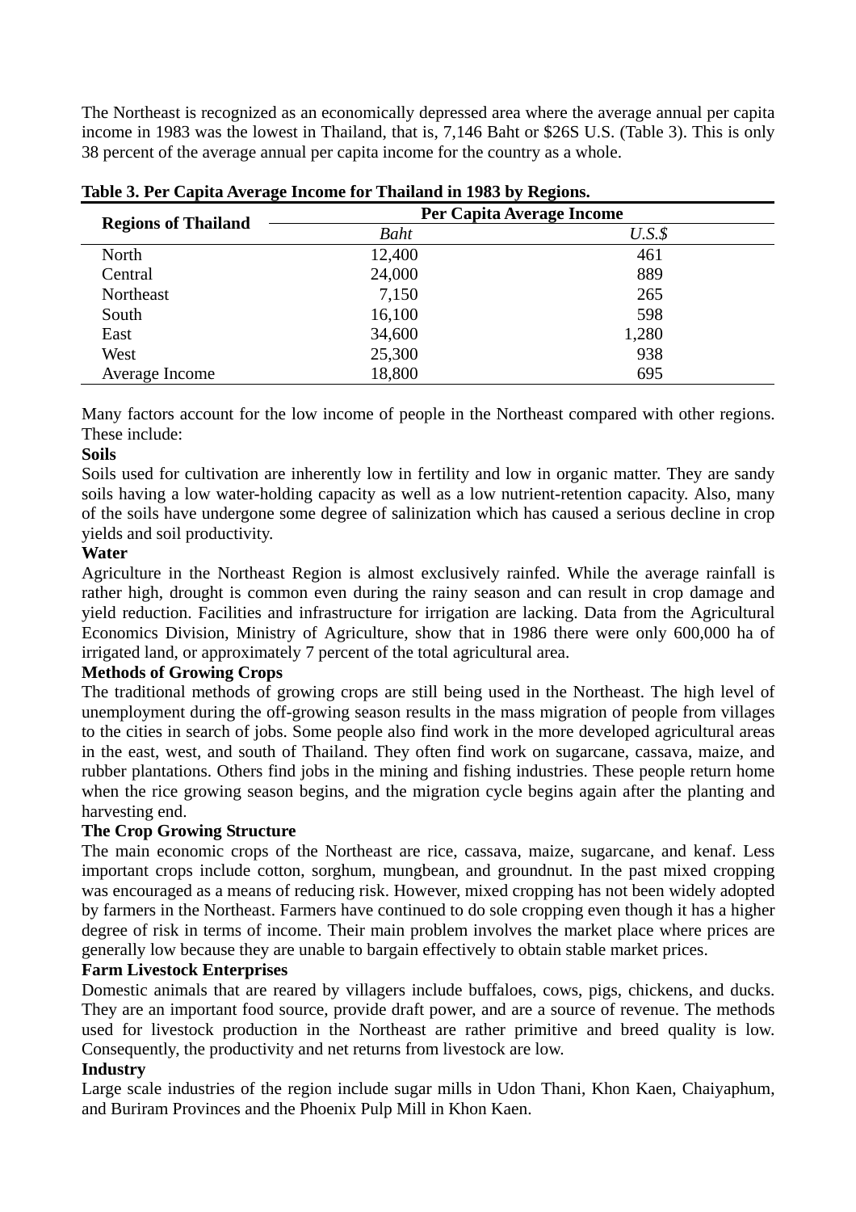The Northeast is recognized as an economically depressed area where the average annual per capita income in 1983 was the lowest in Thailand, that is, 7,146 Baht or $26S U.S. (Table 3). This is only 38 percent of the average annual per capita income for the country as a whole.

**Table 3. Per Capita Average Income for Thailand in 1983 by Regions.**

| Regions of Thailand | Per Capita Average Income | |
|---|---|---|
| | *Baht* | *U.S.$* |
| North | 12,400 | 461 |
| Central | 24,000 | 889 |
| Northeast | 7,150 | 265 |
| South | 16,100 | 598 |
| East | 34,600 | 1,280 |
| West | 25,300 | 938 |
| Average Income | 18,800 | 695 |

Many factors account for the low income of people in the Northeast compared with other regions. These include:

**Soils**

Soils used for cultivation are inherently low in fertility and low in organic matter. They are sandy soils having a low water-holding capacity as well as a low nutrient-retention capacity. Also, many of the soils have undergone some degree of salinization which has caused a serious decline in crop yields and soil productivity.

**Water**

Agriculture in the Northeast Region is almost exclusively rainfed. While the average rainfall is rather high, drought is common even during the rainy season and can result in crop damage and yield reduction. Facilities and infrastructure for irrigation are lacking. Data from the Agricultural Economics Division, Ministry of Agriculture, show that in 1986 there were only 600,000 ha of irrigated land, or approximately 7 percent of the total agricultural area.

**Methods of Growing Crops**

The traditional methods of growing crops are still being used in the Northeast. The high level of unemployment during the off-growing season results in the mass migration of people from villages to the cities in search of jobs. Some people also find work in the more developed agricultural areas in the east, west, and south of Thailand. They often find work on sugarcane, cassava, maize, and rubber plantations. Others find jobs in the mining and fishing industries. These people return home when the rice growing season begins, and the migration cycle begins again after the planting and harvesting end.

**The Crop Growing Structure**

The main economic crops of the Northeast are rice, cassava, maize, sugarcane, and kenaf. Less important crops include cotton, sorghum, mungbean, and groundnut. In the past mixed cropping was encouraged as a means of reducing risk. However, mixed cropping has not been widely adopted by farmers in the Northeast. Farmers have continued to do sole cropping even though it has a higher degree of risk in terms of income. Their main problem involves the market place where prices are generally low because they are unable to bargain effectively to obtain stable market prices.

**Farm Livestock Enterprises**

Domestic animals that are reared by villagers include buffaloes, cows, pigs, chickens, and ducks. They are an important food source, provide draft power, and are a source of revenue. The methods used for livestock production in the Northeast are rather primitive and breed quality is low. Consequently, the productivity and net returns from livestock are low.

**Industry**

Large scale industries of the region include sugar mills in Udon Thani, Khon Kaen, Chaiyaphum, and Buriram Provinces and the Phoenix Pulp Mill in Khon Kaen.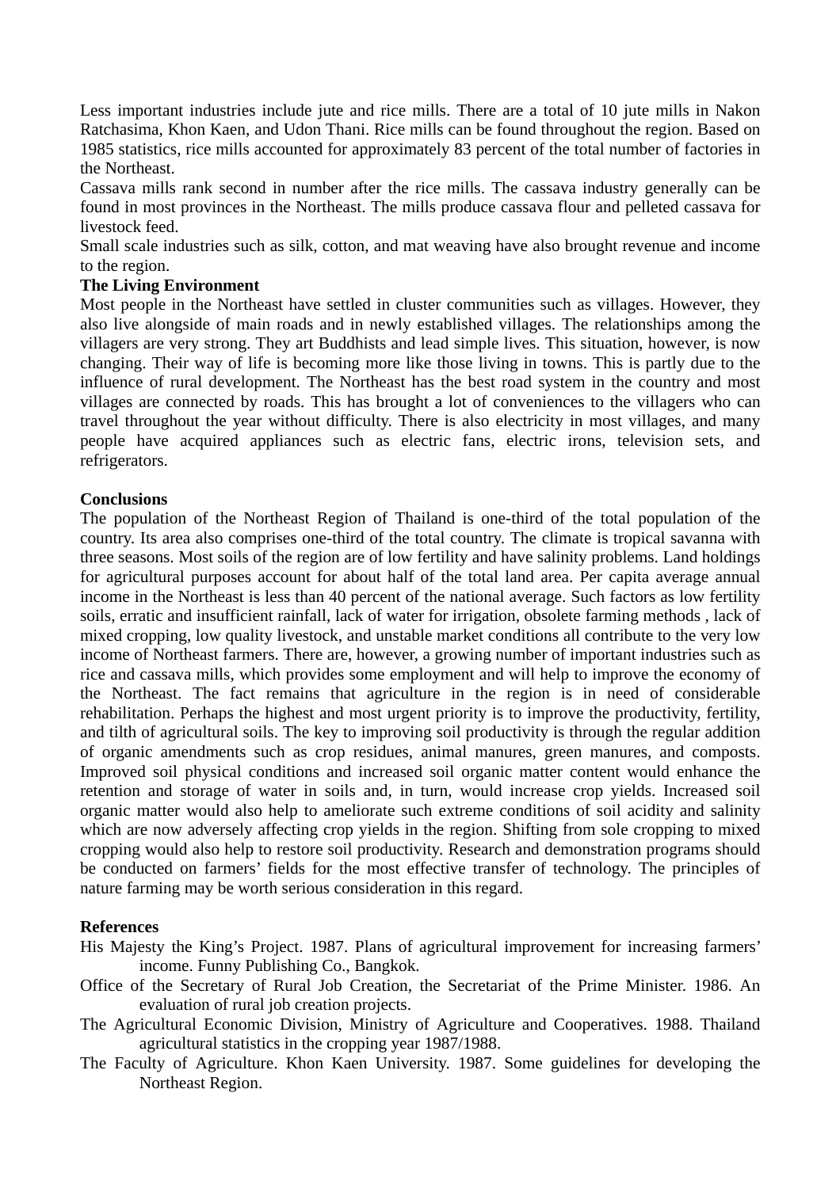Less important industries include jute and rice mills. There are a total of 10 jute mills in Nakon Ratchasima, Khon Kaen, and Udon Thani. Rice mills can be found throughout the region. Based on 1985 statistics, rice mills accounted for approximately 83 percent of the total number of factories in the Northeast.

Cassava mills rank second in number after the rice mills. The cassava industry generally can be found in most provinces in the Northeast. The mills produce cassava flour and pelleted cassava for livestock feed.

Small scale industries such as silk, cotton, and mat weaving have also brought revenue and income to the region.

**The Living Environment**

Most people in the Northeast have settled in cluster communities such as villages. However, they also live alongside of main roads and in newly established villages. The relationships among the villagers are very strong. They art Buddhists and lead simple lives. This situation, however, is now changing. Their way of life is becoming more like those living in towns. This is partly due to the influence of rural development. The Northeast has the best road system in the country and most villages are connected by roads. This has brought a lot of conveniences to the villagers who can travel throughout the year without difficulty. There is also electricity in most villages, and many people have acquired appliances such as electric fans, electric irons, television sets, and refrigerators.

**Conclusions**

The population of the Northeast Region of Thailand is one-third of the total population of the country. Its area also comprises one-third of the total country. The climate is tropical savanna with three seasons. Most soils of the region are of low fertility and have salinity problems. Land holdings for agricultural purposes account for about half of the total land area. Per capita average annual income in the Northeast is less than 40 percent of the national average. Such factors as low fertility soils, erratic and insufficient rainfall, lack of water for irrigation, obsolete farming methods , lack of mixed cropping, low quality livestock, and unstable market conditions all contribute to the very low income of Northeast farmers. There are, however, a growing number of important industries such as rice and cassava mills, which provides some employment and will help to improve the economy of the Northeast. The fact remains that agriculture in the region is in need of considerable rehabilitation. Perhaps the highest and most urgent priority is to improve the productivity, fertility, and tilth of agricultural soils. The key to improving soil productivity is through the regular addition of organic amendments such as crop residues, animal manures, green manures, and composts. Improved soil physical conditions and increased soil organic matter content would enhance the retention and storage of water in soils and, in turn, would increase crop yields. Increased soil organic matter would also help to ameliorate such extreme conditions of soil acidity and salinity which are now adversely affecting crop yields in the region. Shifting from sole cropping to mixed cropping would also help to restore soil productivity. Research and demonstration programs should be conducted on farmers' fields for the most effective transfer of technology. The principles of nature farming may be worth serious consideration in this regard.

**References**

His Majesty the King's Project. 1987. Plans of agricultural improvement for increasing farmers' income. Funny Publishing Co., Bangkok.

Office of the Secretary of Rural Job Creation, the Secretariat of the Prime Minister. 1986. An evaluation of rural job creation projects.

The Agricultural Economic Division, Ministry of Agriculture and Cooperatives. 1988. Thailand agricultural statistics in the cropping year 1987/1988.

The Faculty of Agriculture. Khon Kaen University. 1987. Some guidelines for developing the Northeast Region.